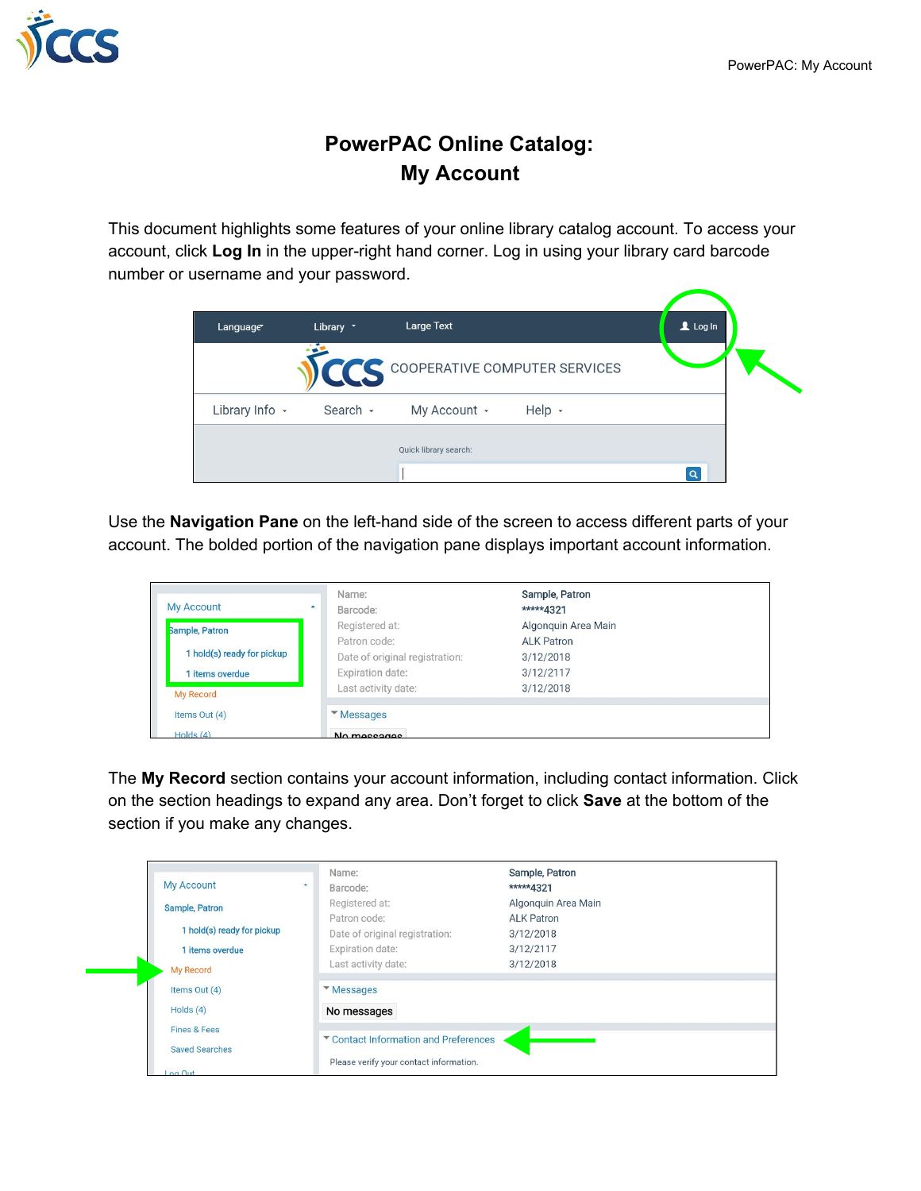# PowerPAC Online Catalog:
# My Account

This document highlights some features of your online library catalog account. To access your account, click **Log In** in the upper-right hand corner. Log in using your library card barcode number or username and your password.

Use the **Navigation Pane** on the left-hand side of the screen to access different parts of your account. The bolded portion of the navigation pane displays important account information.

The **My Record** section contains your account information, including contact information. Click on the section headings to expand any area. Don't forget to click **Save** at the bottom of the section if you make any changes.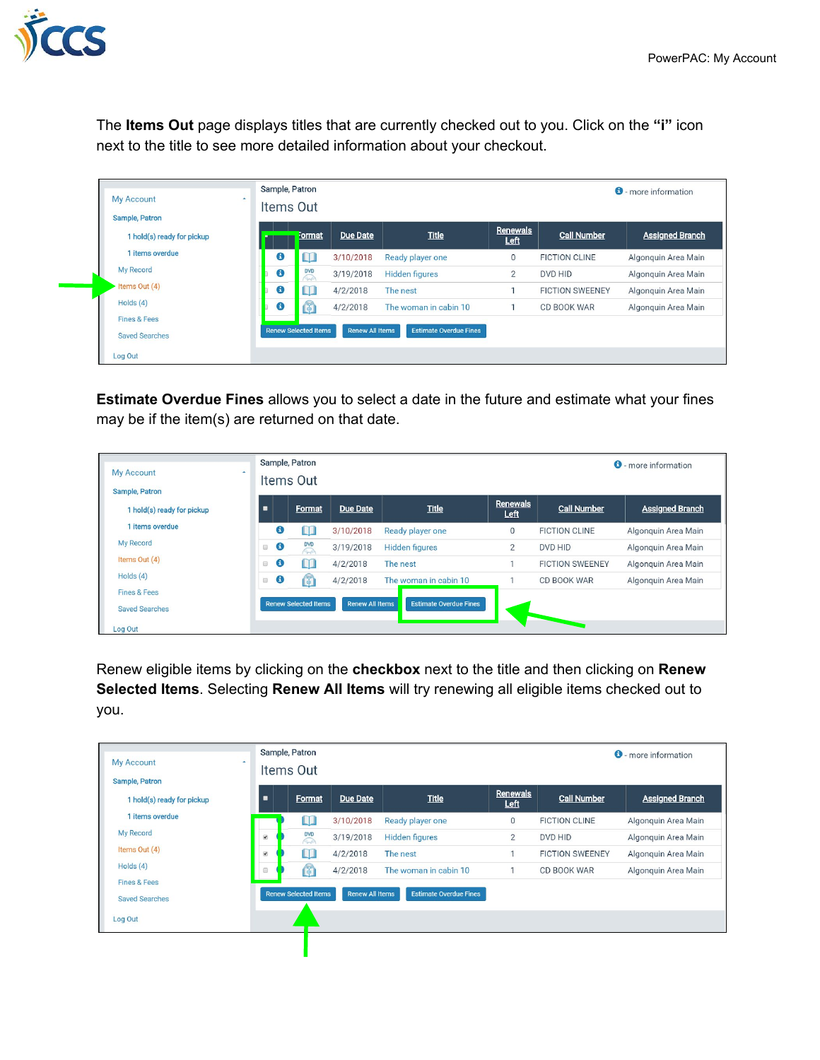The **Items Out** page displays titles that are currently checked out to you. Click on the **"i"** icon next to the title to see more detailed information about your checkout.

**Estimate Overdue Fines** allows you to select a date in the future and estimate what your fines may be if the item(s) are returned on that date.

Renew eligible items by clicking on the **checkbox** next to the title and then clicking on **Renew Selected Items**. Selecting **Renew All Items** will try renewing all eligible items checked out to you.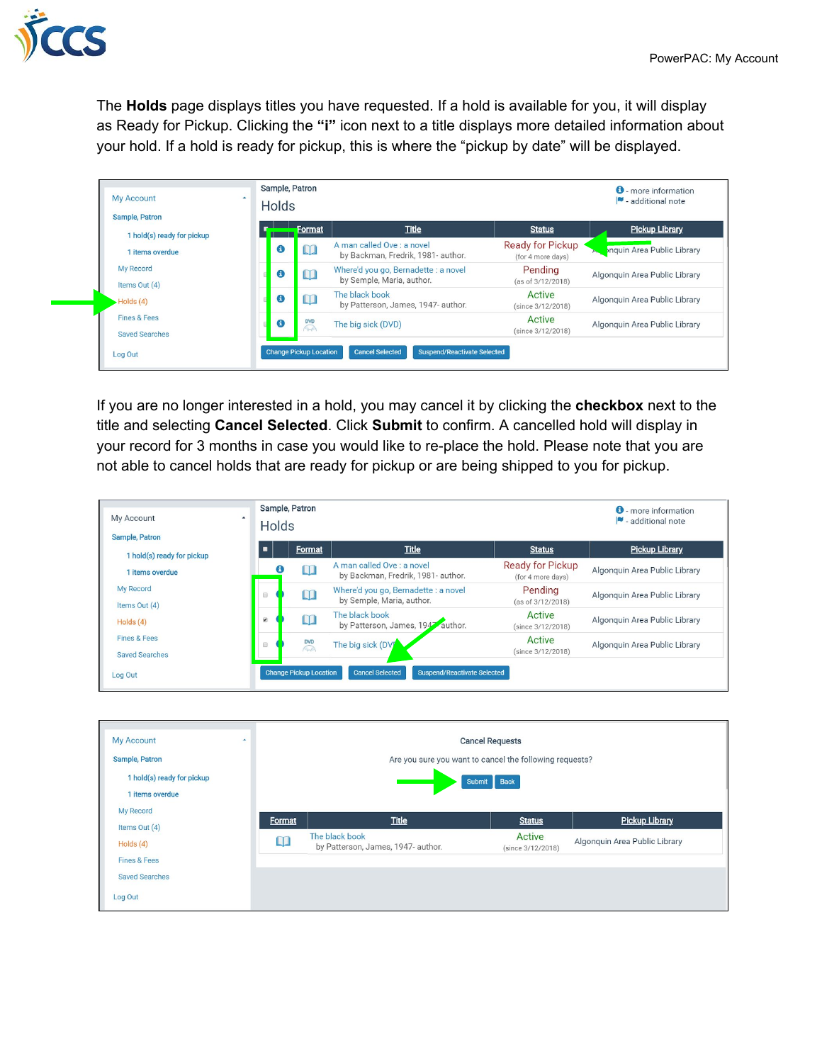The **Holds** page displays titles you have requested. If a hold is available for you, it will display as Ready for Pickup. Clicking the **“i”** icon next to a title displays more detailed information about your hold. If a hold is ready for pickup, this is where the “pickup by date” will be displayed.

If you are no longer interested in a hold, you may cancel it by clicking the **checkbox** next to the title and selecting **Cancel Selected**. Click **Submit** to confirm. A cancelled hold will display in your record for 3 months in case you would like to re-place the hold. Please note that you are not able to cancel holds that are ready for pickup or are being shipped to you for pickup.